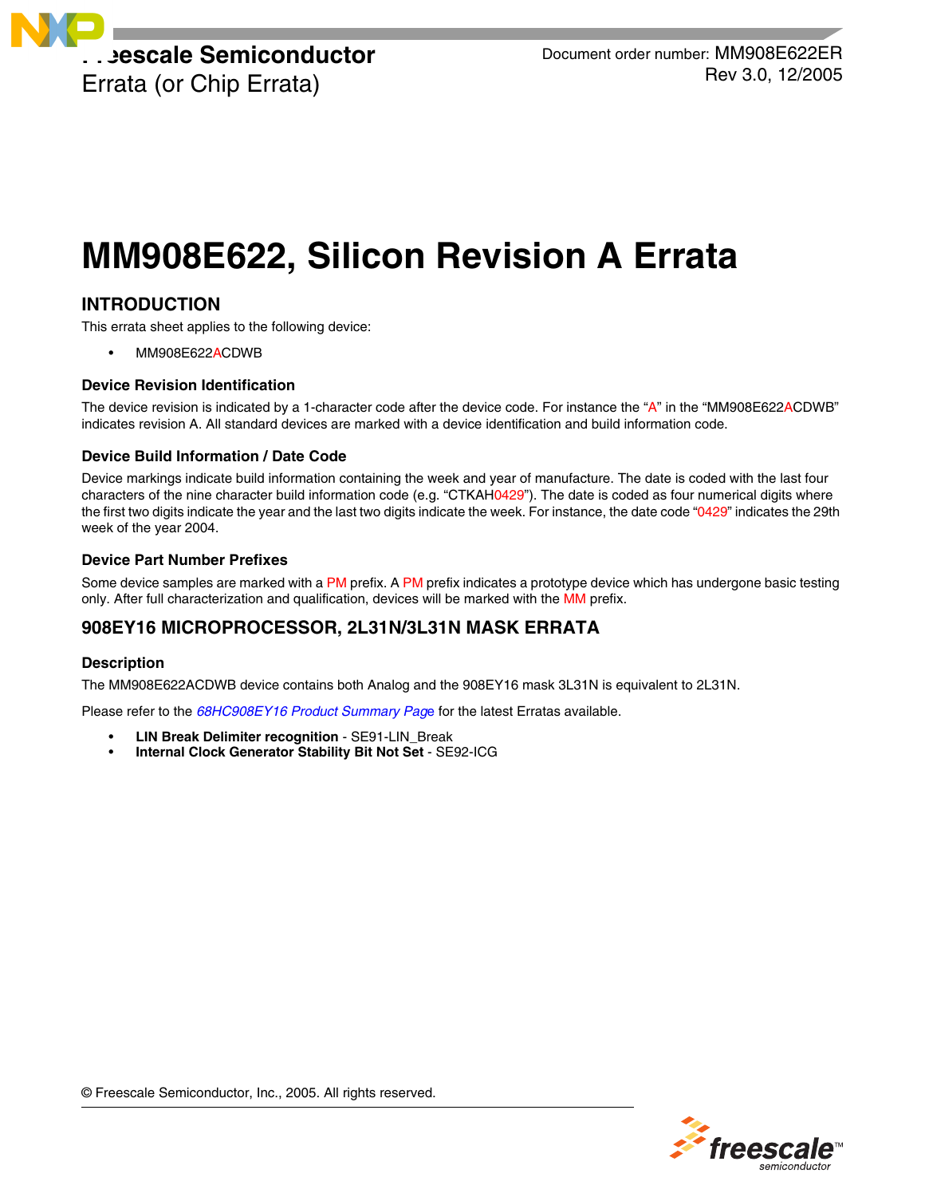Freescale Semiconductor
Errata (or Chip Errata)

Document order number: MM908E622ER
Rev 3.0, 12/2005

# MM908E622, Silicon Revision A Errata

## INTRODUCTION

This errata sheet applies to the following device:

- MM908E622ACDWB

### Device Revision Identification

The device revision is indicated by a 1-character code after the device code. For instance the "A" in the "MM908E622ACDWB" indicates revision A. All standard devices are marked with a device identification and build information code.

### Device Build Information / Date Code

Device markings indicate build information containing the week and year of manufacture. The date is coded with the last four characters of the nine character build information code (e.g. "CTKAH0429"). The date is coded as four numerical digits where the first two digits indicate the year and the last two digits indicate the week. For instance, the date code "0429" indicates the 29th week of the year 2004.

### Device Part Number Prefixes

Some device samples are marked with a PM prefix. A PM prefix indicates a prototype device which has undergone basic testing only. After full characterization and qualification, devices will be marked with the MM prefix.

## 908EY16 MICROPROCESSOR, 2L31N/3L31N MASK ERRATA

### Description

The MM908E622ACDWB device contains both Analog and the 908EY16 mask 3L31N is equivalent to 2L31N.

Please refer to the *68HC908EY16 Product Summary Page* for the latest Erratas available.

- **LIN Break Delimiter recognition** - SE91-LIN_Break
- **Internal Clock Generator Stability Bit Not Set** - SE92-ICG

© Freescale Semiconductor, Inc., 2005. All rights reserved.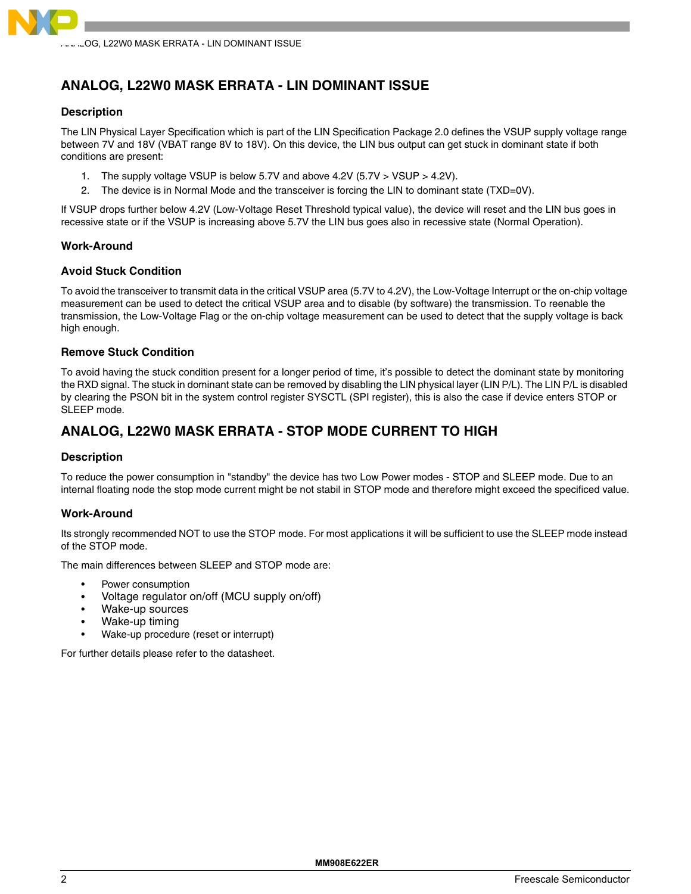## ANALOG, L22W0 MASK ERRATA - LIN DOMINANT ISSUE

### Description

The LIN Physical Layer Specification which is part of the LIN Specification Package 2.0 defines the VSUP supply voltage range between 7V and 18V (VBAT range 8V to 18V). On this device, the LIN bus output can get stuck in dominant state if both conditions are present:

1. The supply voltage VSUP is below 5.7V and above 4.2V (5.7V > VSUP > 4.2V).
2. The device is in Normal Mode and the transceiver is forcing the LIN to dominant state (TXD=0V).

If VSUP drops further below 4.2V (Low-Voltage Reset Threshold typical value), the device will reset and the LIN bus goes in recessive state or if the VSUP is increasing above 5.7V the LIN bus goes also in recessive state (Normal Operation).

### Work-Around

#### Avoid Stuck Condition

To avoid the transceiver to transmit data in the critical VSUP area (5.7V to 4.2V), the Low-Voltage Interrupt or the on-chip voltage measurement can be used to detect the critical VSUP area and to disable (by software) the transmission. To reenable the transmission, the Low-Voltage Flag or the on-chip voltage measurement can be used to detect that the supply voltage is back high enough.

#### Remove Stuck Condition

To avoid having the stuck condition present for a longer period of time, it's possible to detect the dominant state by monitoring the RXD signal. The stuck in dominant state can be removed by disabling the LIN physical layer (LIN P/L). The LIN P/L is disabled by clearing the PSON bit in the system control register SYSCTL (SPI register), this is also the case if device enters STOP or SLEEP mode.

## ANALOG, L22W0 MASK ERRATA - STOP MODE CURRENT TO HIGH

### Description

To reduce the power consumption in "standby" the device has two Low Power modes - STOP and SLEEP mode. Due to an internal floating node the stop mode current might be not stabil in STOP mode and therefore might exceed the specificed value.

### Work-Around

Its strongly recommended NOT to use the STOP mode. For most applications it will be sufficient to use the SLEEP mode instead of the STOP mode.

The main differences between SLEEP and STOP mode are:

- Power consumption
- Voltage regulator on/off (MCU supply on/off)
- Wake-up sources
- Wake-up timing
- Wake-up procedure (reset or interrupt)

For further details please refer to the datasheet.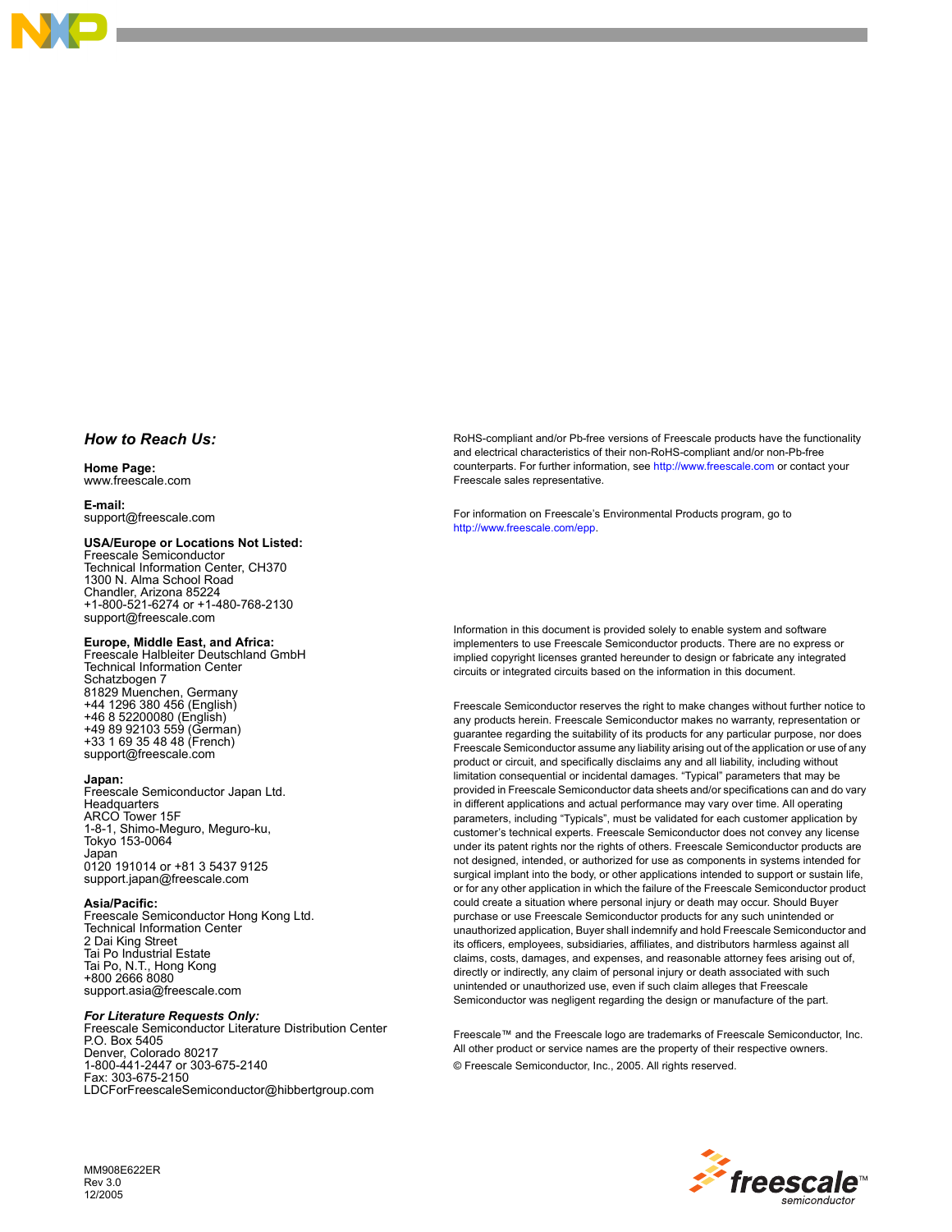## *How to Reach Us:*

**Home Page:**
www.freescale.com

**E-mail:**
support@freescale.com

**USA/Europe or Locations Not Listed:**
Freescale Semiconductor
Technical Information Center, CH370
1300 N. Alma School Road
Chandler, Arizona 85224
+1-800-521-6274 or +1-480-768-2130
support@freescale.com

**Europe, Middle East, and Africa:**
Freescale Halbleiter Deutschland GmbH
Technical Information Center
Schatzbogen 7
81829 Muenchen, Germany
+44 1296 380 456 (English)
+46 8 52200080 (English)
+49 89 92103 559 (German)
+33 1 69 35 48 48 (French)
support@freescale.com

**Japan:**
Freescale Semiconductor Japan Ltd.
Headquarters
ARCO Tower 15F
1-8-1, Shimo-Meguro, Meguro-ku,
Tokyo 153-0064
Japan
0120 191014 or +81 3 5437 9125
support.japan@freescale.com

**Asia/Pacific:**
Freescale Semiconductor Hong Kong Ltd.
Technical Information Center
2 Dai King Street
Tai Po Industrial Estate
Tai Po, N.T., Hong Kong
+800 2666 8080
support.asia@freescale.com

***For Literature Requests Only:***
Freescale Semiconductor Literature Distribution Center
P.O. Box 5405
Denver, Colorado 80217
1-800-441-2447 or 303-675-2140
Fax: 303-675-2150
LDCForFreescaleSemiconductor@hibbertgroup.com

RoHS-compliant and/or Pb-free versions of Freescale products have the functionality and electrical characteristics of their non-RoHS-compliant and/or non-Pb-free counterparts. For further information, see http://www.freescale.com or contact your Freescale sales representative.

For information on Freescale's Environmental Products program, go to http://www.freescale.com/epp.

Information in this document is provided solely to enable system and software implementers to use Freescale Semiconductor products. There are no express or implied copyright licenses granted hereunder to design or fabricate any integrated circuits or integrated circuits based on the information in this document.

Freescale Semiconductor reserves the right to make changes without further notice to any products herein. Freescale Semiconductor makes no warranty, representation or guarantee regarding the suitability of its products for any particular purpose, nor does Freescale Semiconductor assume any liability arising out of the application or use of any product or circuit, and specifically disclaims any and all liability, including without limitation consequential or incidental damages. "Typical" parameters that may be provided in Freescale Semiconductor data sheets and/or specifications can and do vary in different applications and actual performance may vary over time. All operating parameters, including "Typicals", must be validated for each customer application by customer's technical experts. Freescale Semiconductor does not convey any license under its patent rights nor the rights of others. Freescale Semiconductor products are not designed, intended, or authorized for use as components in systems intended for surgical implant into the body, or other applications intended to support or sustain life, or for any other application in which the failure of the Freescale Semiconductor product could create a situation where personal injury or death may occur. Should Buyer purchase or use Freescale Semiconductor products for any such unintended or unauthorized application, Buyer shall indemnify and hold Freescale Semiconductor and its officers, employees, subsidiaries, affiliates, and distributors harmless against all claims, costs, damages, and expenses, and reasonable attorney fees arising out of, directly or indirectly, any claim of personal injury or death associated with such unintended or unauthorized use, even if such claim alleges that Freescale Semiconductor was negligent regarding the design or manufacture of the part.

Freescale™ and the Freescale logo are trademarks of Freescale Semiconductor, Inc. All other product or service names are the property of their respective owners.
© Freescale Semiconductor, Inc., 2005. All rights reserved.

MM908E622ER
Rev 3.0
12/2005